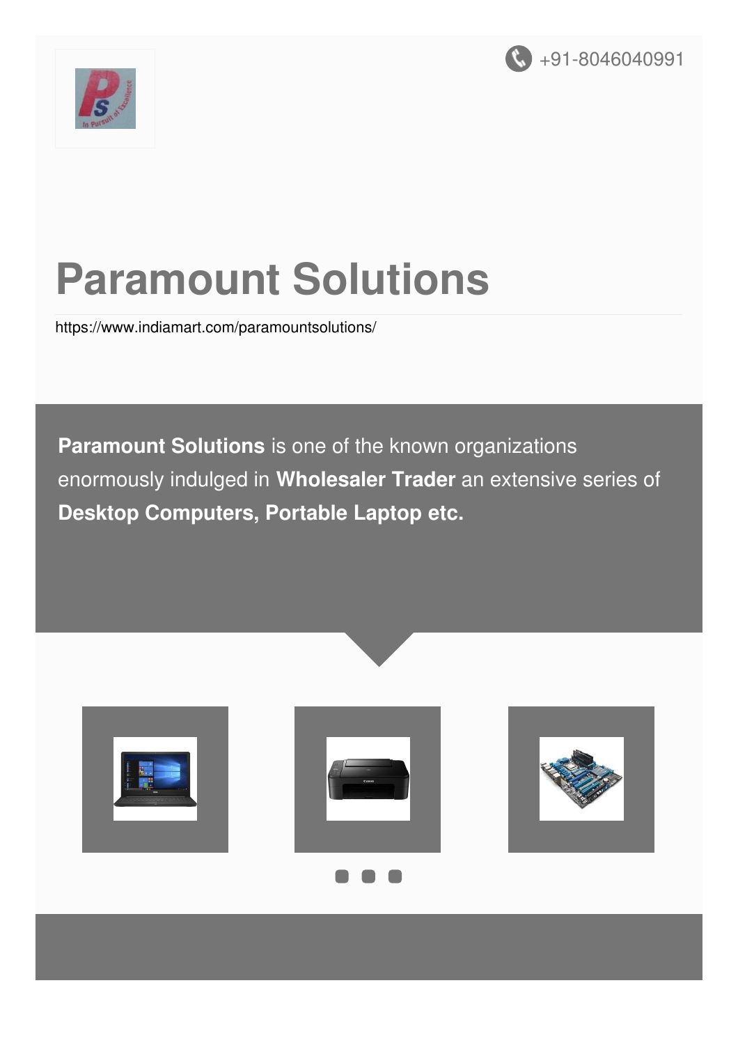+91-8046040991

# Paramount Solutions

https://www.indiamart.com/paramountsolutions/

**Paramount Solutions** is one of the known organizations enormously indulged in **Wholesaler Trader** an extensive series of **Desktop Computers, Portable Laptop etc.**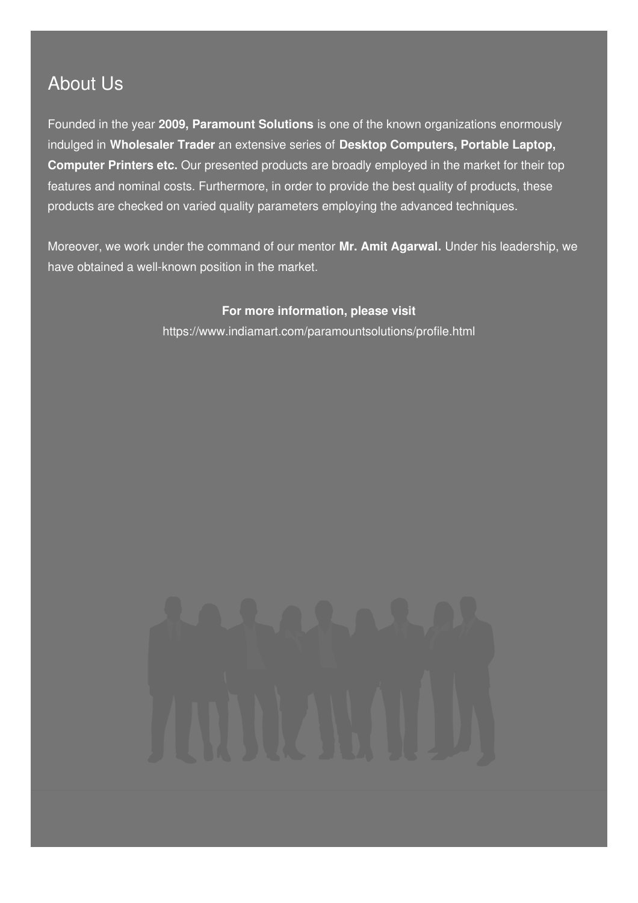## About Us

Founded in the year **2009, Paramount Solutions** is one of the known organizations enormously indulged in **Wholesaler Trader** an extensive series of **Desktop Computers, Portable Laptop, Computer Printers etc.** Our presented products are broadly employed in the market for their top features and nominal costs. Furthermore, in order to provide the best quality of products, these products are checked on varied quality parameters employing the advanced techniques.

Moreover, we work under the command of our mentor **Mr. Amit Agarwal.** Under his leadership, we have obtained a well-known position in the market.

**For more information, please visit**
https://www.indiamart.com/paramountsolutions/profile.html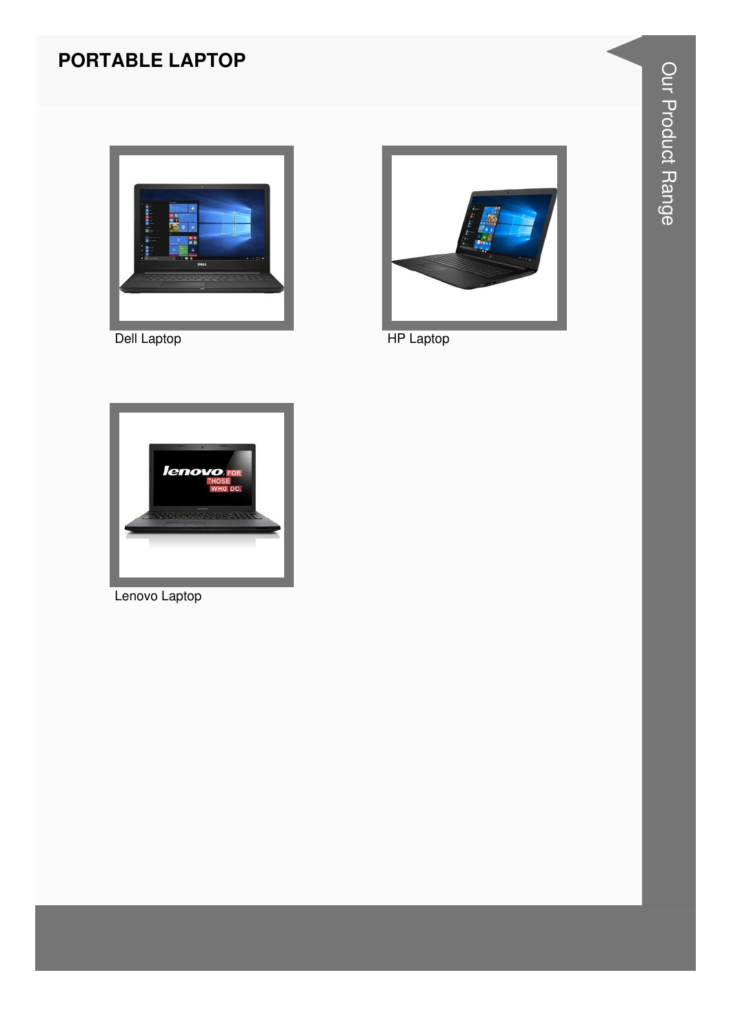## PORTABLE LAPTOP

Dell Laptop

HP Laptop

Lenovo Laptop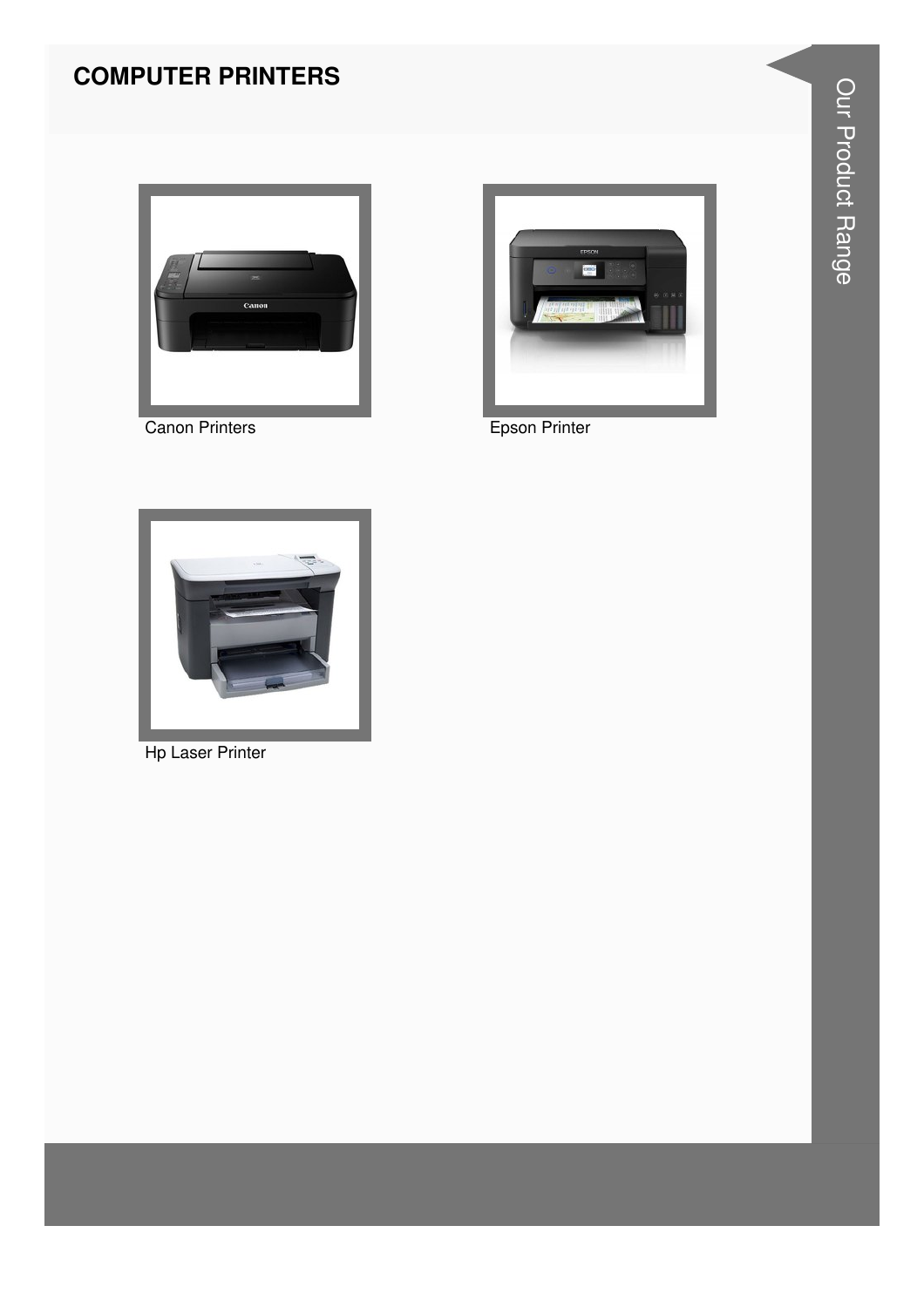## COMPUTER PRINTERS

Canon Printers

Epson Printer

Hp Laser Printer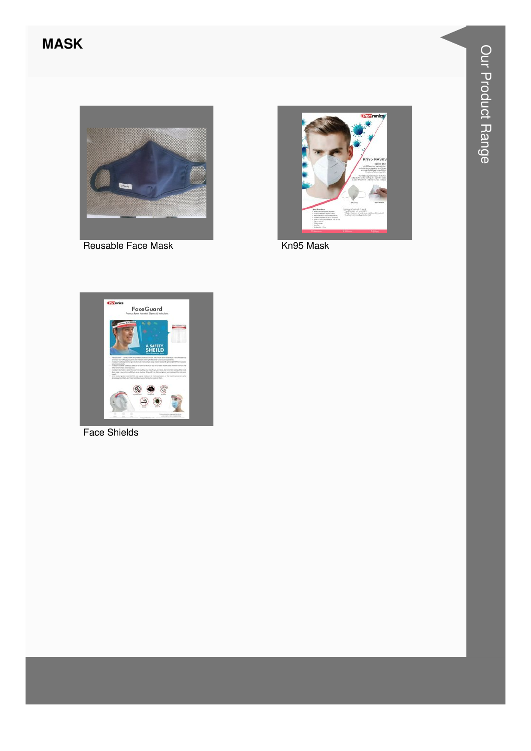# MASK

Reusable Face Mask

Kn95 Mask

Face Shields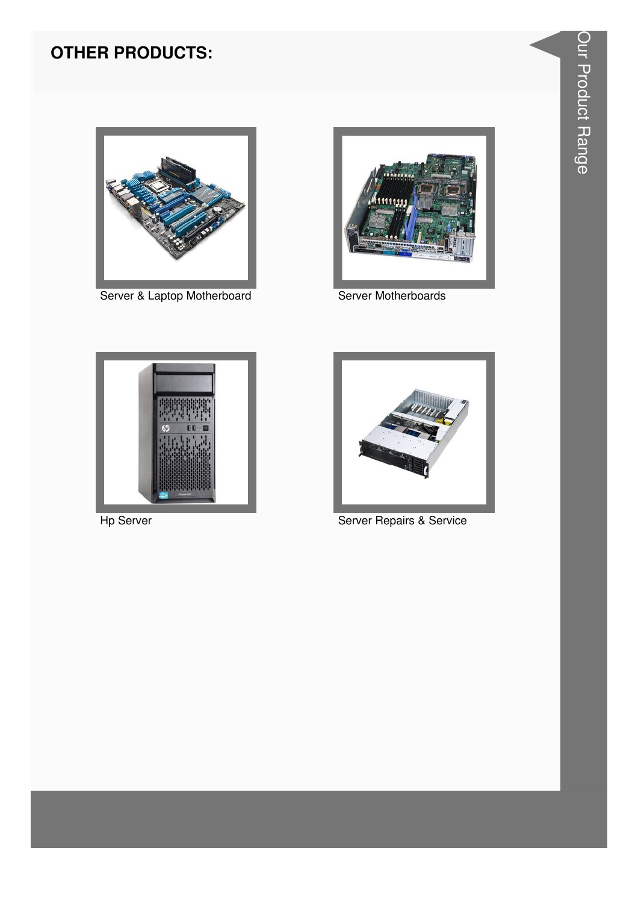## OTHER PRODUCTS:

Server & Laptop Motherboard

Server Motherboards

Hp Server

Server Repairs & Service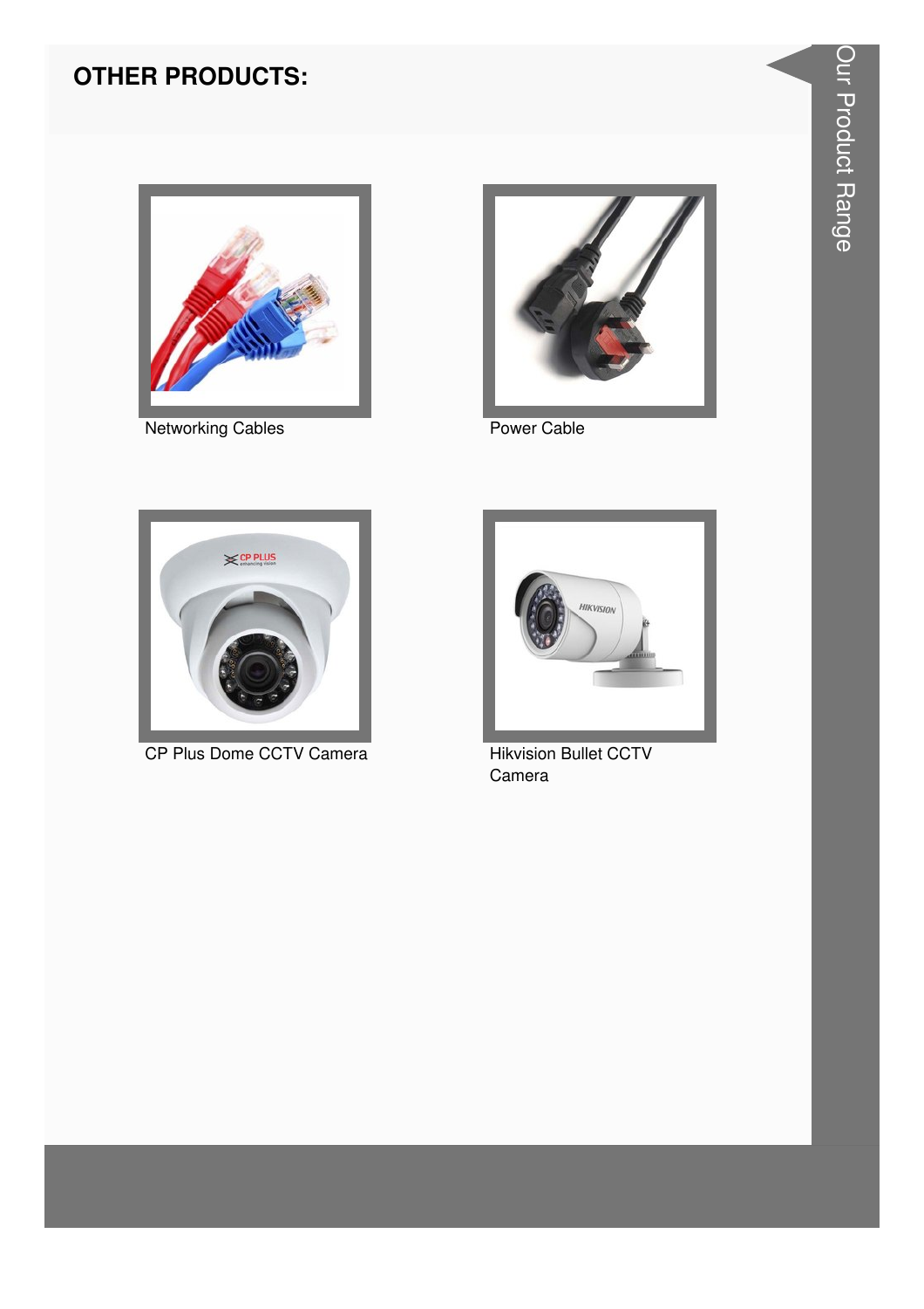## OTHER PRODUCTS:

Networking Cables

Power Cable

CP Plus Dome CCTV Camera

Hikvision Bullet CCTV Camera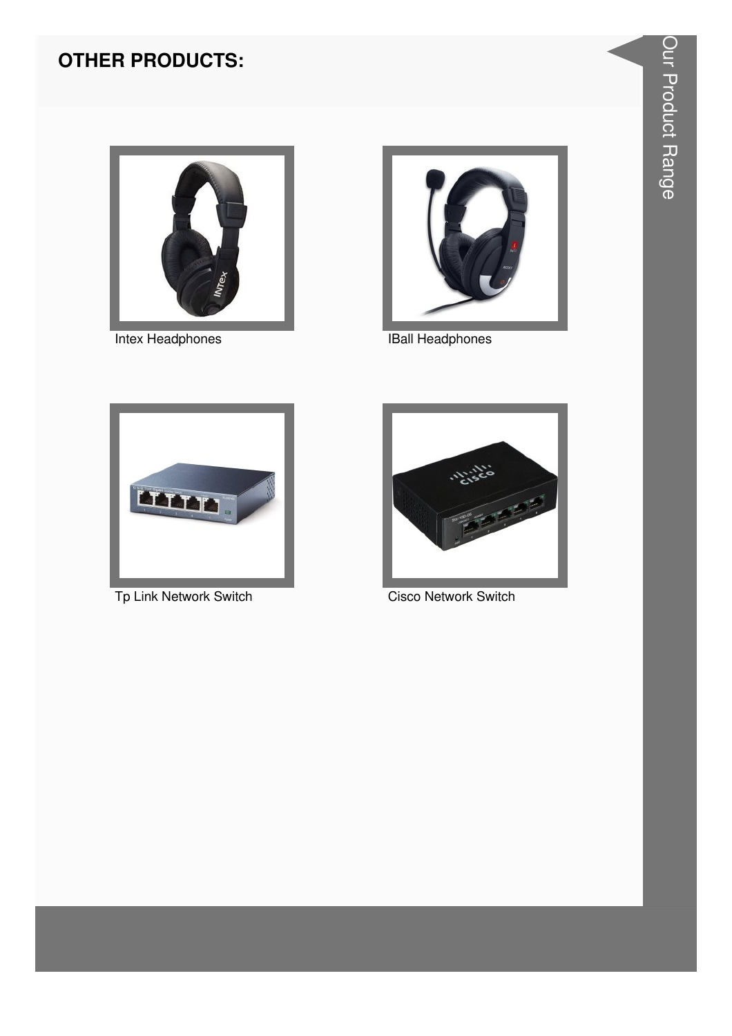## OTHER PRODUCTS:

Intex Headphones

IBall Headphones

Tp Link Network Switch

Cisco Network Switch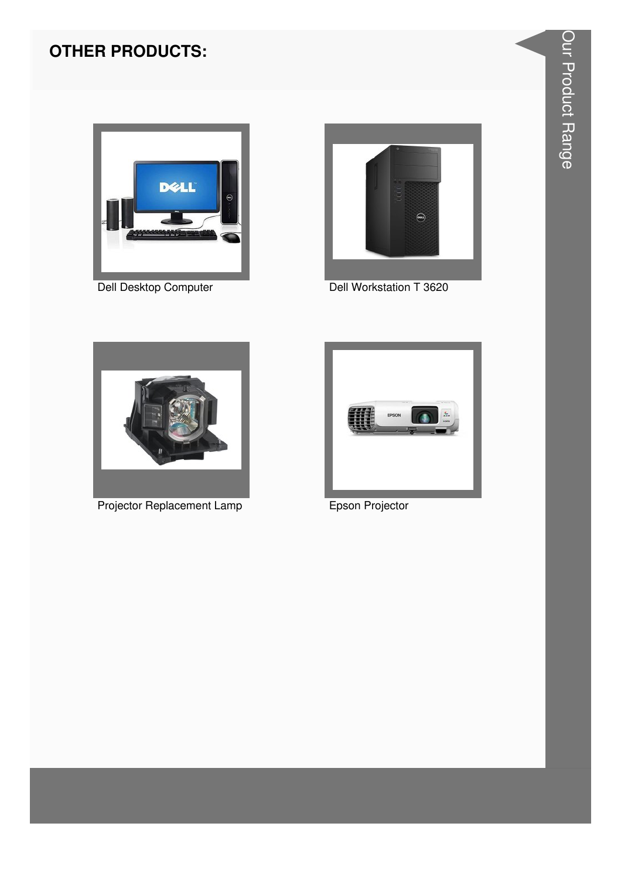## OTHER PRODUCTS:

Dell Desktop Computer

Dell Workstation T 3620

Projector Replacement Lamp

Epson Projector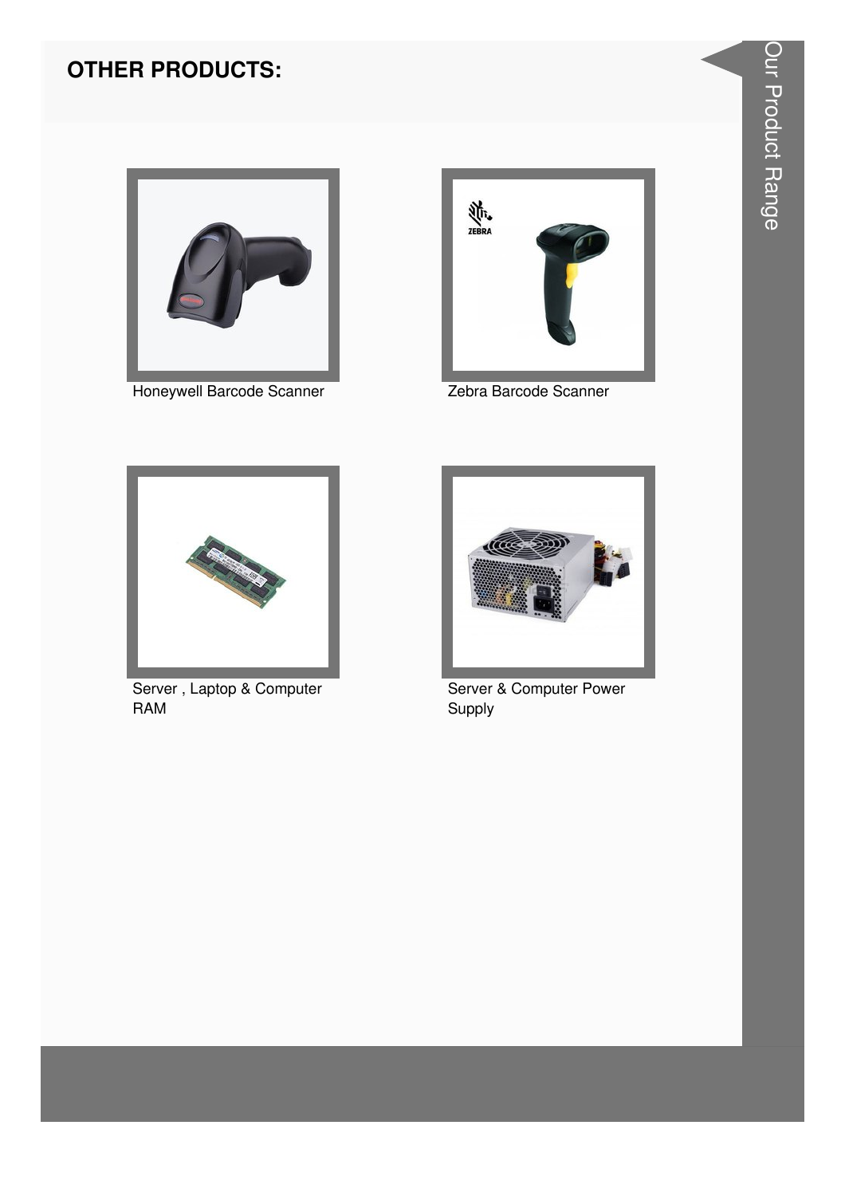## OTHER PRODUCTS:

Honeywell Barcode Scanner

Zebra Barcode Scanner

Server , Laptop & Computer RAM

Server & Computer Power Supply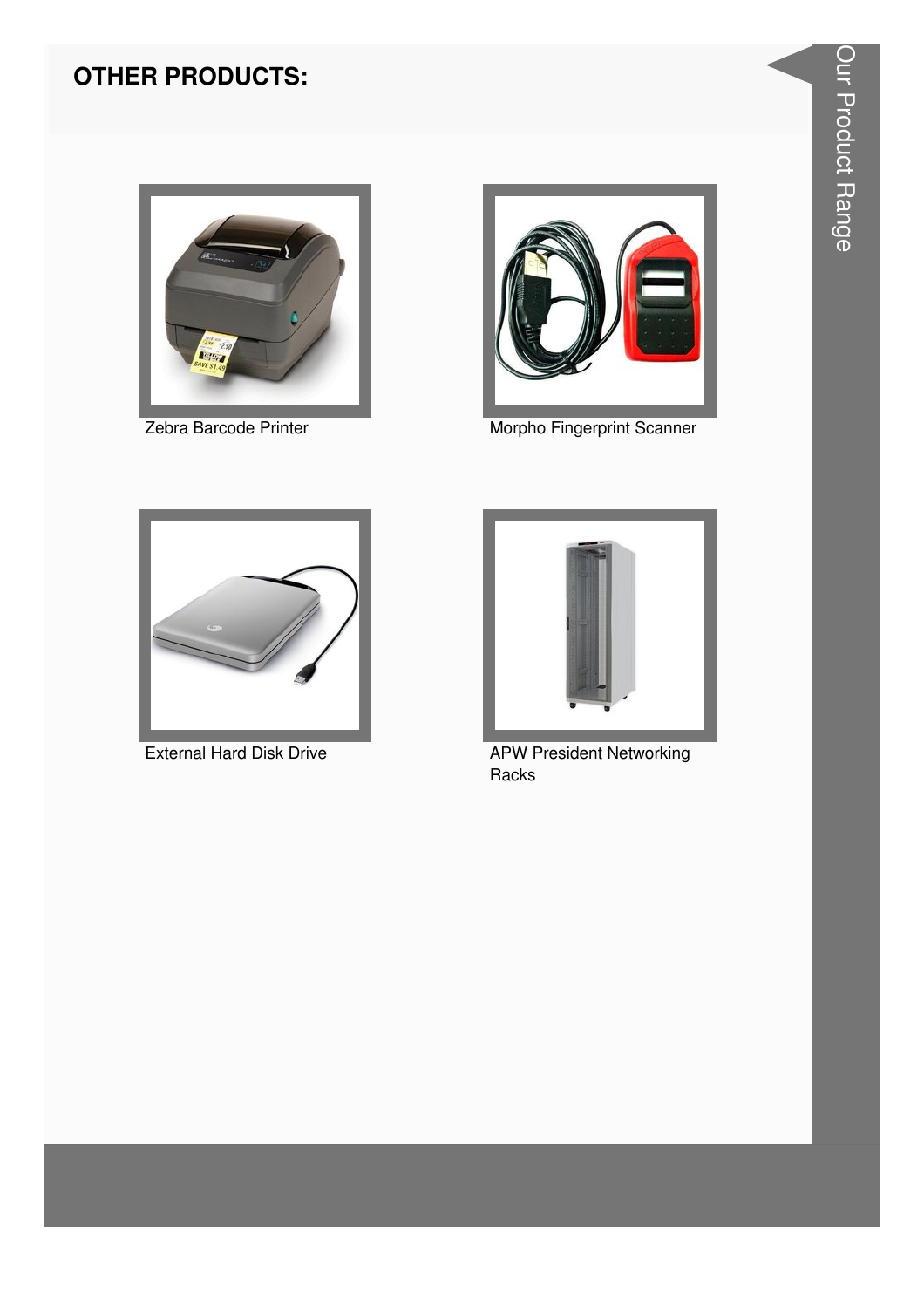## OTHER PRODUCTS:

Zebra Barcode Printer

Morpho Fingerprint Scanner

External Hard Disk Drive

APW President Networking Racks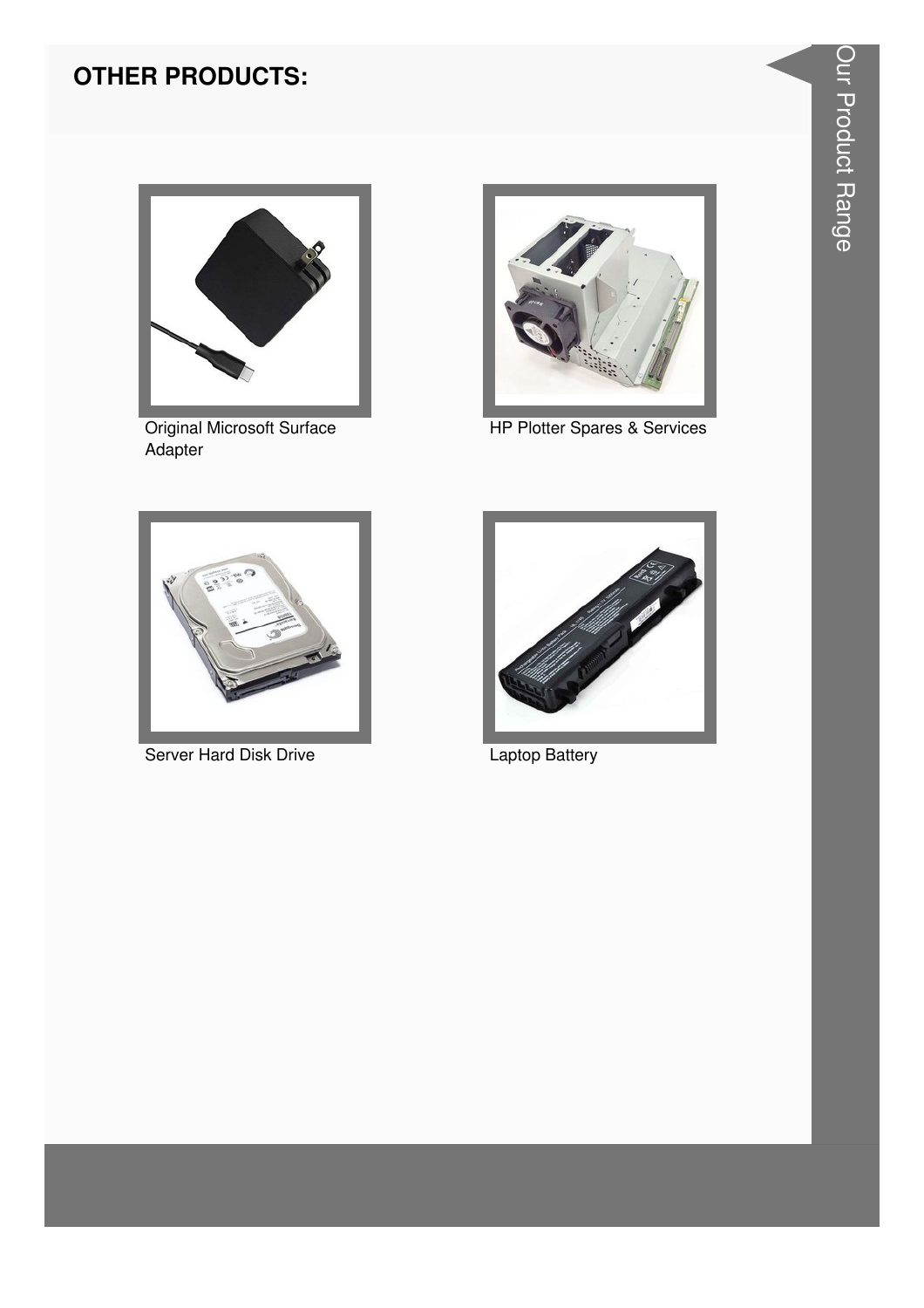## OTHER PRODUCTS:

Original Microsoft Surface Adapter

HP Plotter Spares & Services

Server Hard Disk Drive

Laptop Battery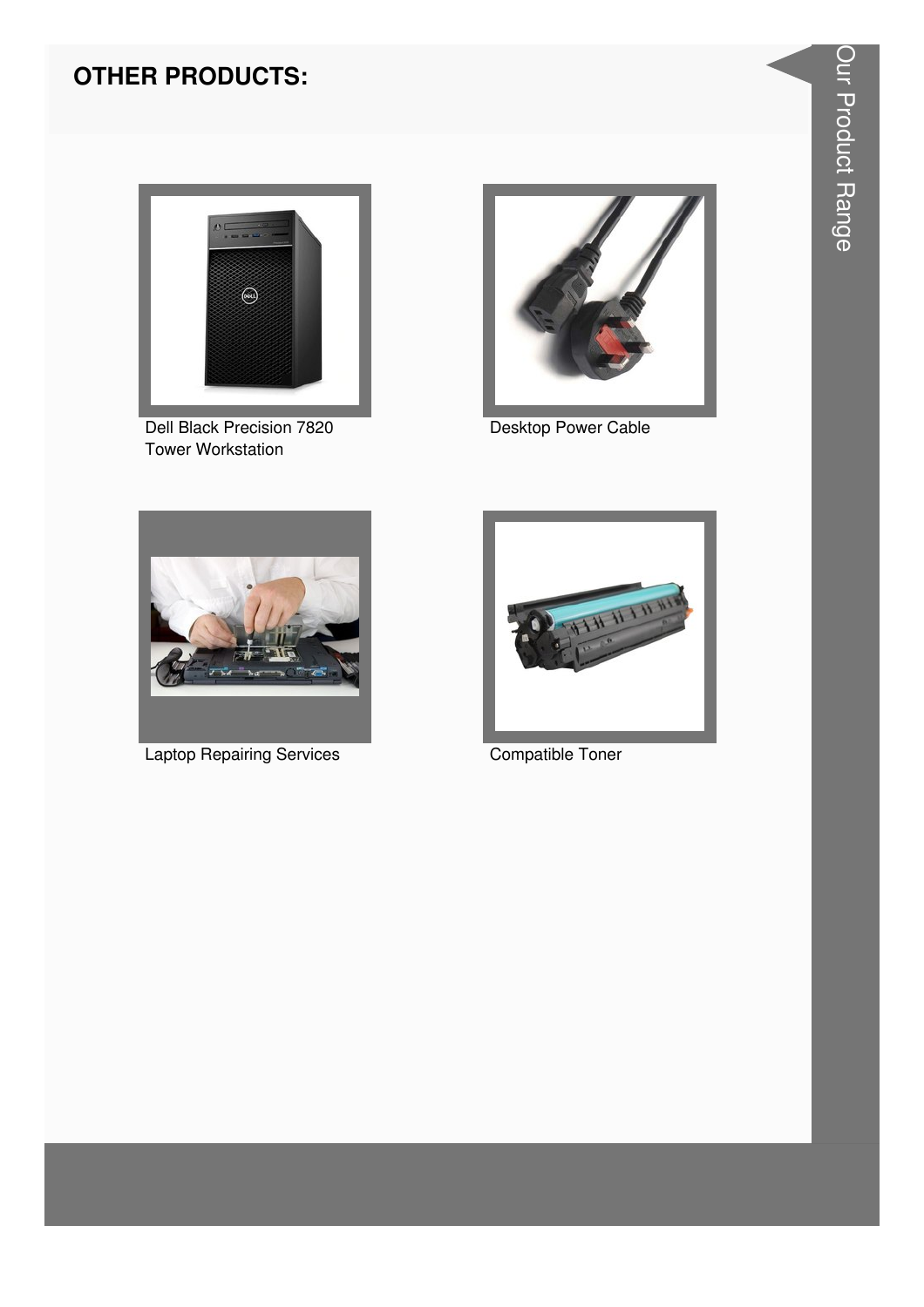## OTHER PRODUCTS:

Dell Black Precision 7820 Tower Workstation

Desktop Power Cable

Laptop Repairing Services

Compatible Toner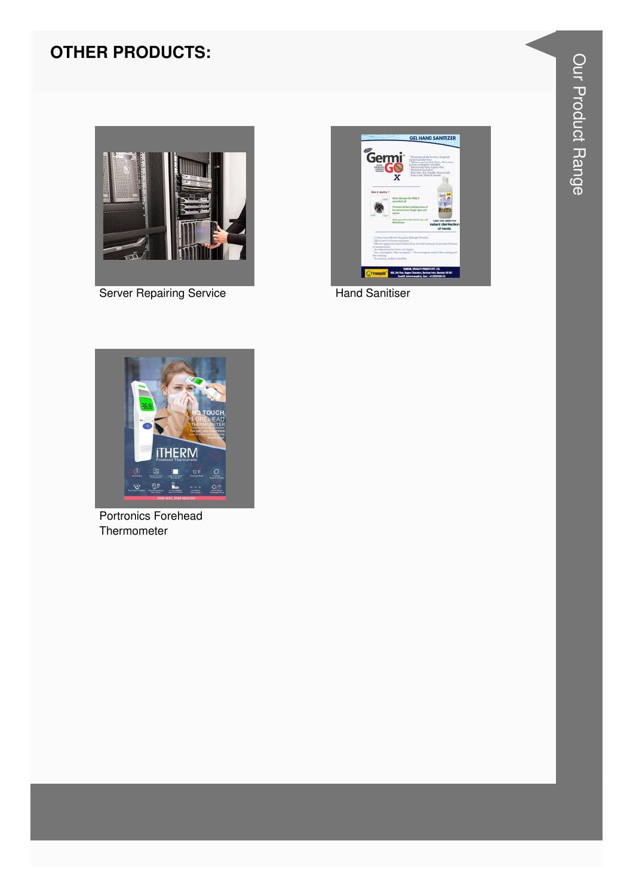## OTHER PRODUCTS:

Server Repairing Service

Hand Sanitiser

Portronics Forehead Thermometer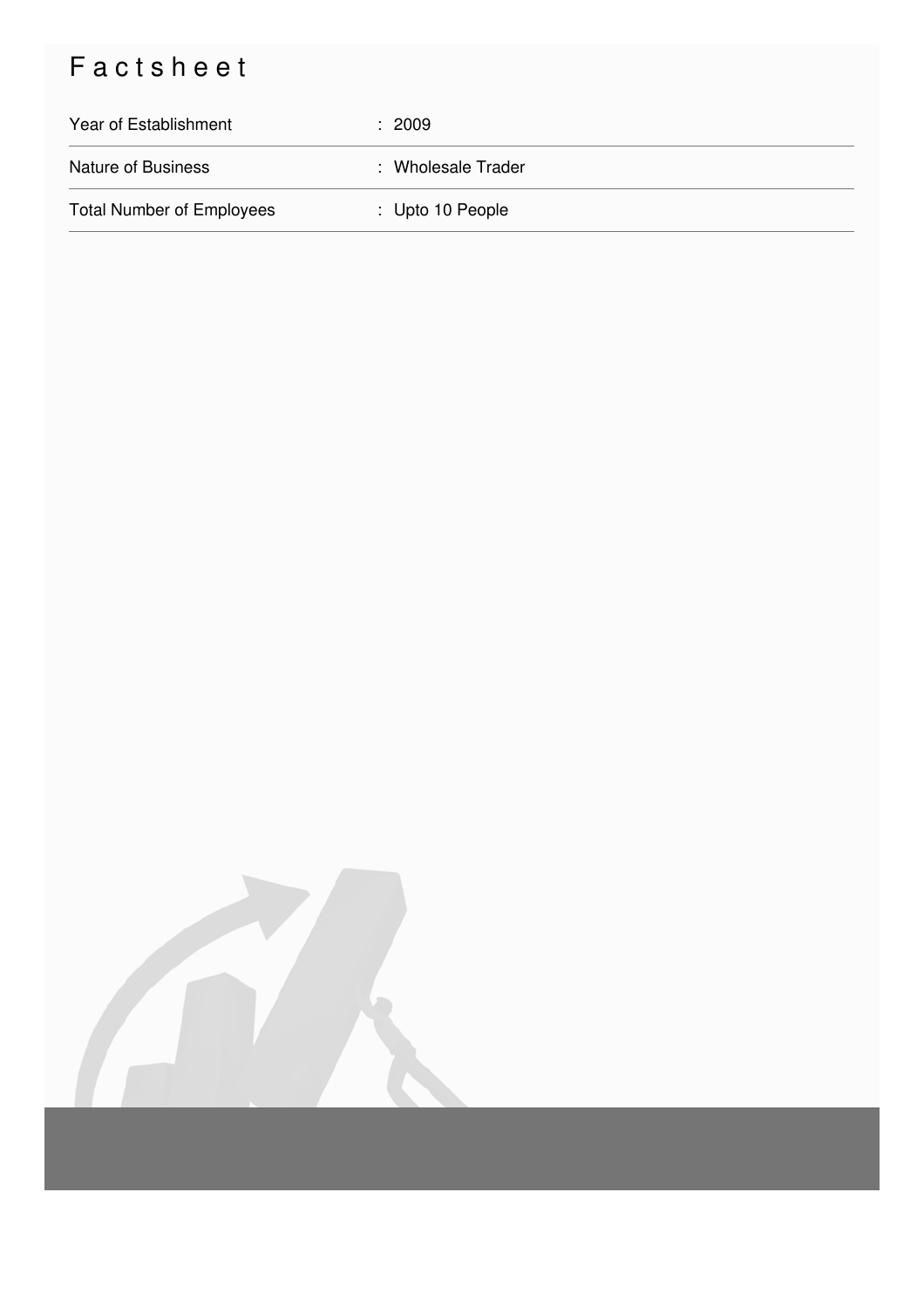# Factsheet

| | |
|---|---|
| Year of Establishment | : 2009 |
| Nature of Business | : Wholesale Trader |
| Total Number of Employees | : Upto 10 People |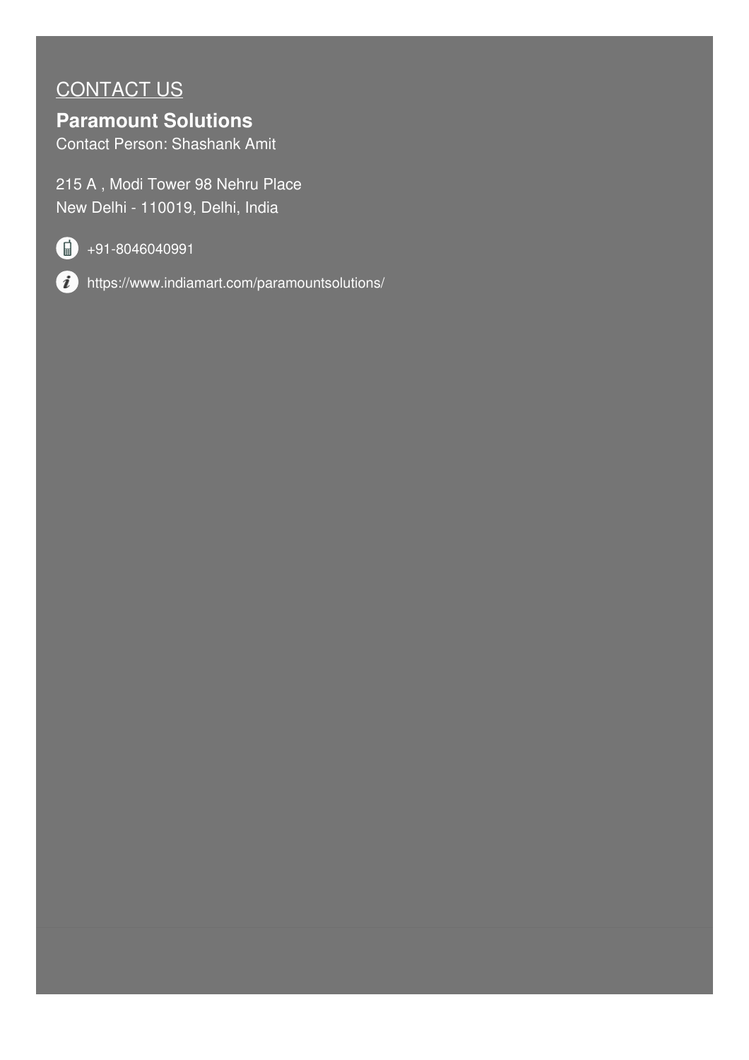## CONTACT US

### Paramount Solutions

Contact Person: Shashank Amit

215 A , Modi Tower 98 Nehru Place
New Delhi - 110019, Delhi, India

+91-8046040991

https://www.indiamart.com/paramountsolutions/